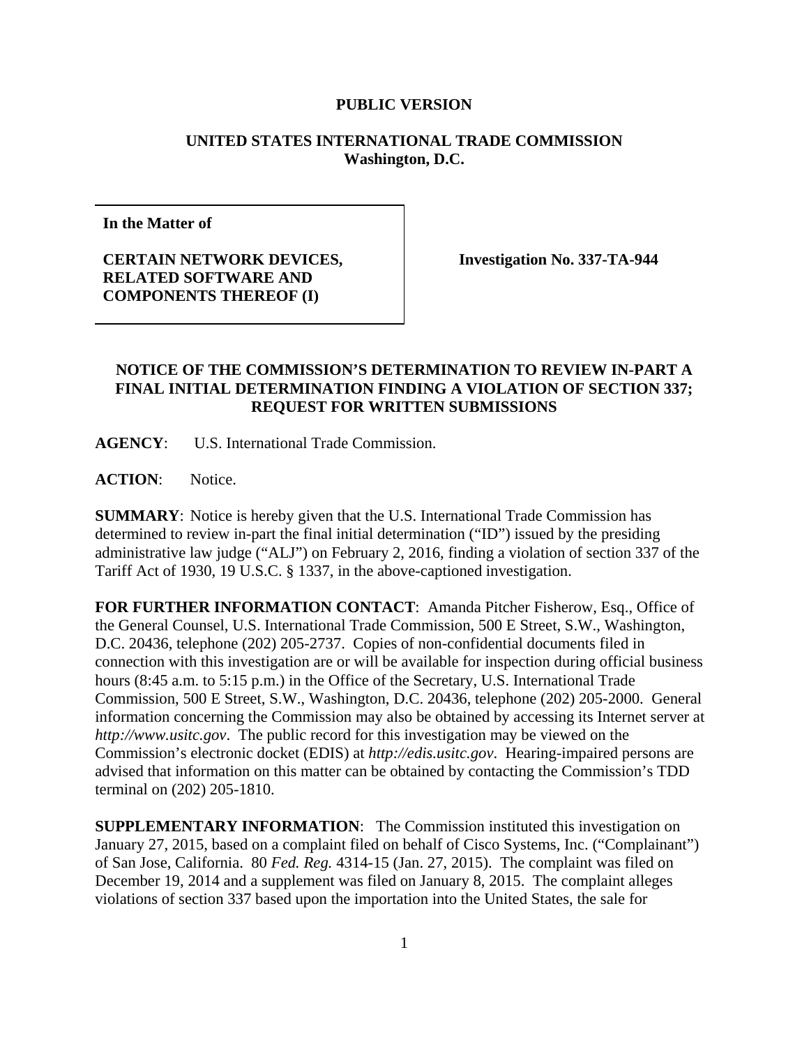**PUBLIC VERSION**

**UNITED STATES INTERNATIONAL TRADE COMMISSION**
**Washington, D.C.**

| **In the Matter of** <br><br> **CERTAIN NETWORK DEVICES, RELATED SOFTWARE AND COMPONENTS THEREOF (I)** | **Investigation No. 337-TA-944** |
|---|---|

**NOTICE OF THE COMMISSION'S DETERMINATION TO REVIEW IN-PART A FINAL INITIAL DETERMINATION FINDING A VIOLATION OF SECTION 337; REQUEST FOR WRITTEN SUBMISSIONS**

**AGENCY**: U.S. International Trade Commission.

**ACTION**: Notice.

**SUMMARY**: Notice is hereby given that the U.S. International Trade Commission has determined to review in-part the final initial determination ("ID") issued by the presiding administrative law judge ("ALJ") on February 2, 2016, finding a violation of section 337 of the Tariff Act of 1930, 19 U.S.C. § 1337, in the above-captioned investigation.

**FOR FURTHER INFORMATION CONTACT**: Amanda Pitcher Fisherow, Esq., Office of the General Counsel, U.S. International Trade Commission, 500 E Street, S.W., Washington, D.C. 20436, telephone (202) 205-2737. Copies of non-confidential documents filed in connection with this investigation are or will be available for inspection during official business hours (8:45 a.m. to 5:15 p.m.) in the Office of the Secretary, U.S. International Trade Commission, 500 E Street, S.W., Washington, D.C. 20436, telephone (202) 205-2000. General information concerning the Commission may also be obtained by accessing its Internet server at *http://www.usitc.gov*. The public record for this investigation may be viewed on the Commission's electronic docket (EDIS) at *http://edis.usitc.gov*. Hearing-impaired persons are advised that information on this matter can be obtained by contacting the Commission's TDD terminal on (202) 205-1810.

**SUPPLEMENTARY INFORMATION**: The Commission instituted this investigation on January 27, 2015, based on a complaint filed on behalf of Cisco Systems, Inc. ("Complainant") of San Jose, California. 80 *Fed. Reg.* 4314-15 (Jan. 27, 2015). The complaint was filed on December 19, 2014 and a supplement was filed on January 8, 2015. The complaint alleges violations of section 337 based upon the importation into the United States, the sale for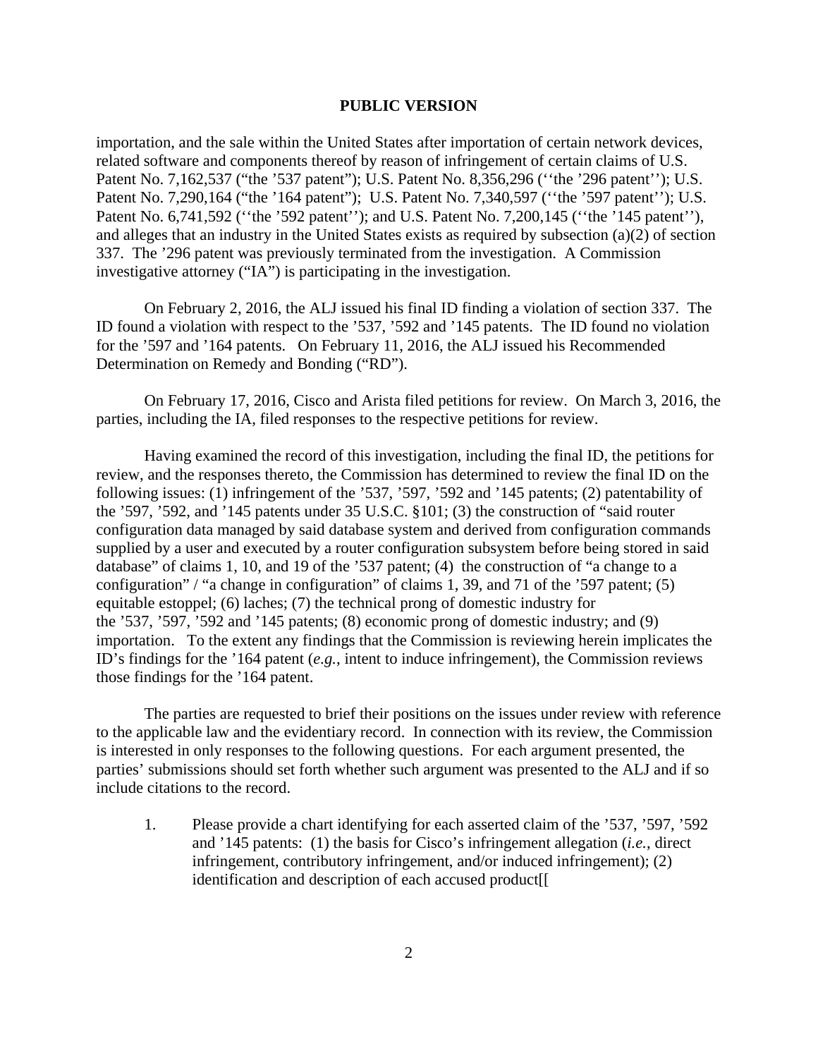**PUBLIC VERSION**

importation, and the sale within the United States after importation of certain network devices, related software and components thereof by reason of infringement of certain claims of U.S. Patent No. 7,162,537 ("the '537 patent"); U.S. Patent No. 8,356,296 (''the '296 patent''); U.S. Patent No. 7,290,164 ("the '164 patent"); U.S. Patent No. 7,340,597 (''the '597 patent''); U.S. Patent No. 6,741,592 (''the '592 patent''); and U.S. Patent No. 7,200,145 (''the '145 patent''), and alleges that an industry in the United States exists as required by subsection (a)(2) of section 337. The '296 patent was previously terminated from the investigation. A Commission investigative attorney ("IA") is participating in the investigation.

On February 2, 2016, the ALJ issued his final ID finding a violation of section 337. The ID found a violation with respect to the '537, '592 and '145 patents. The ID found no violation for the '597 and '164 patents. On February 11, 2016, the ALJ issued his Recommended Determination on Remedy and Bonding ("RD").

On February 17, 2016, Cisco and Arista filed petitions for review. On March 3, 2016, the parties, including the IA, filed responses to the respective petitions for review.

Having examined the record of this investigation, including the final ID, the petitions for review, and the responses thereto, the Commission has determined to review the final ID on the following issues: (1) infringement of the '537, '597, '592 and '145 patents; (2) patentability of the '597, '592, and '145 patents under 35 U.S.C. §101; (3) the construction of "said router configuration data managed by said database system and derived from configuration commands supplied by a user and executed by a router configuration subsystem before being stored in said database" of claims 1, 10, and 19 of the '537 patent; (4) the construction of "a change to a configuration" / "a change in configuration" of claims 1, 39, and 71 of the '597 patent; (5) equitable estoppel; (6) laches; (7) the technical prong of domestic industry for the '537, '597, '592 and '145 patents; (8) economic prong of domestic industry; and (9) importation. To the extent any findings that the Commission is reviewing herein implicates the ID's findings for the '164 patent (*e.g.*, intent to induce infringement), the Commission reviews those findings for the '164 patent.

The parties are requested to brief their positions on the issues under review with reference to the applicable law and the evidentiary record. In connection with its review, the Commission is interested in only responses to the following questions. For each argument presented, the parties' submissions should set forth whether such argument was presented to the ALJ and if so include citations to the record.

1. Please provide a chart identifying for each asserted claim of the '537, '597, '592 and '145 patents: (1) the basis for Cisco's infringement allegation (*i.e.*, direct infringement, contributory infringement, and/or induced infringement); (2) identification and description of each accused product[[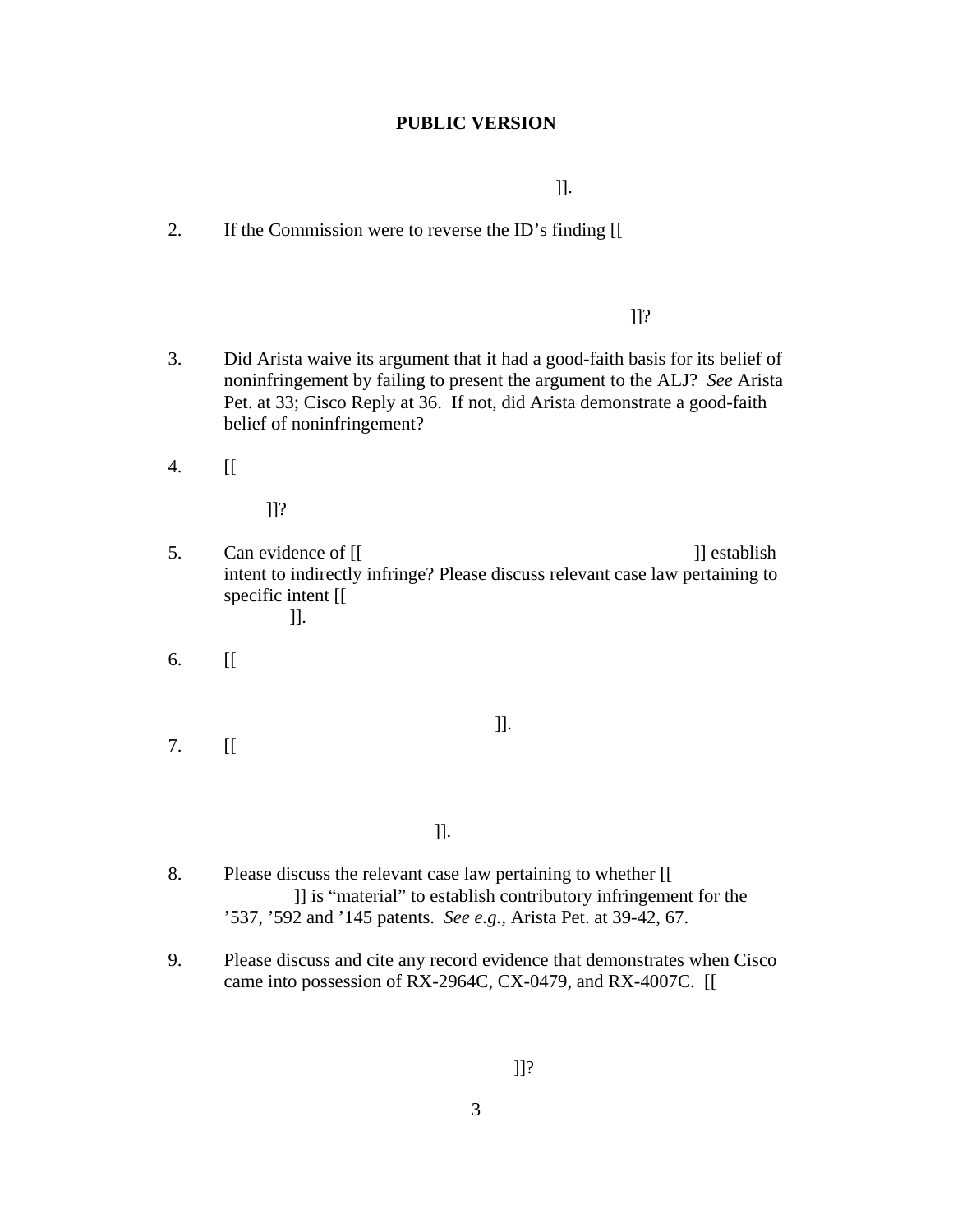**PUBLIC VERSION**

]].

2. If the Commission were to reverse the ID's finding [[

]]?

3. Did Arista waive its argument that it had a good-faith basis for its belief of noninfringement by failing to present the argument to the ALJ? *See* Arista Pet. at 33; Cisco Reply at 36. If not, did Arista demonstrate a good-faith belief of noninfringement?

4. [[

]]?

5. Can evidence of [[ ]] establish intent to indirectly infringe? Please discuss relevant case law pertaining to specific intent [[
]].

6. [[

]].

7. [[

]].

8. Please discuss the relevant case law pertaining to whether [[
]] is "material" to establish contributory infringement for the '537, '592 and '145 patents. *See e.g.*, Arista Pet. at 39-42, 67.

9. Please discuss and cite any record evidence that demonstrates when Cisco came into possession of RX-2964C, CX-0479, and RX-4007C. [[

]]?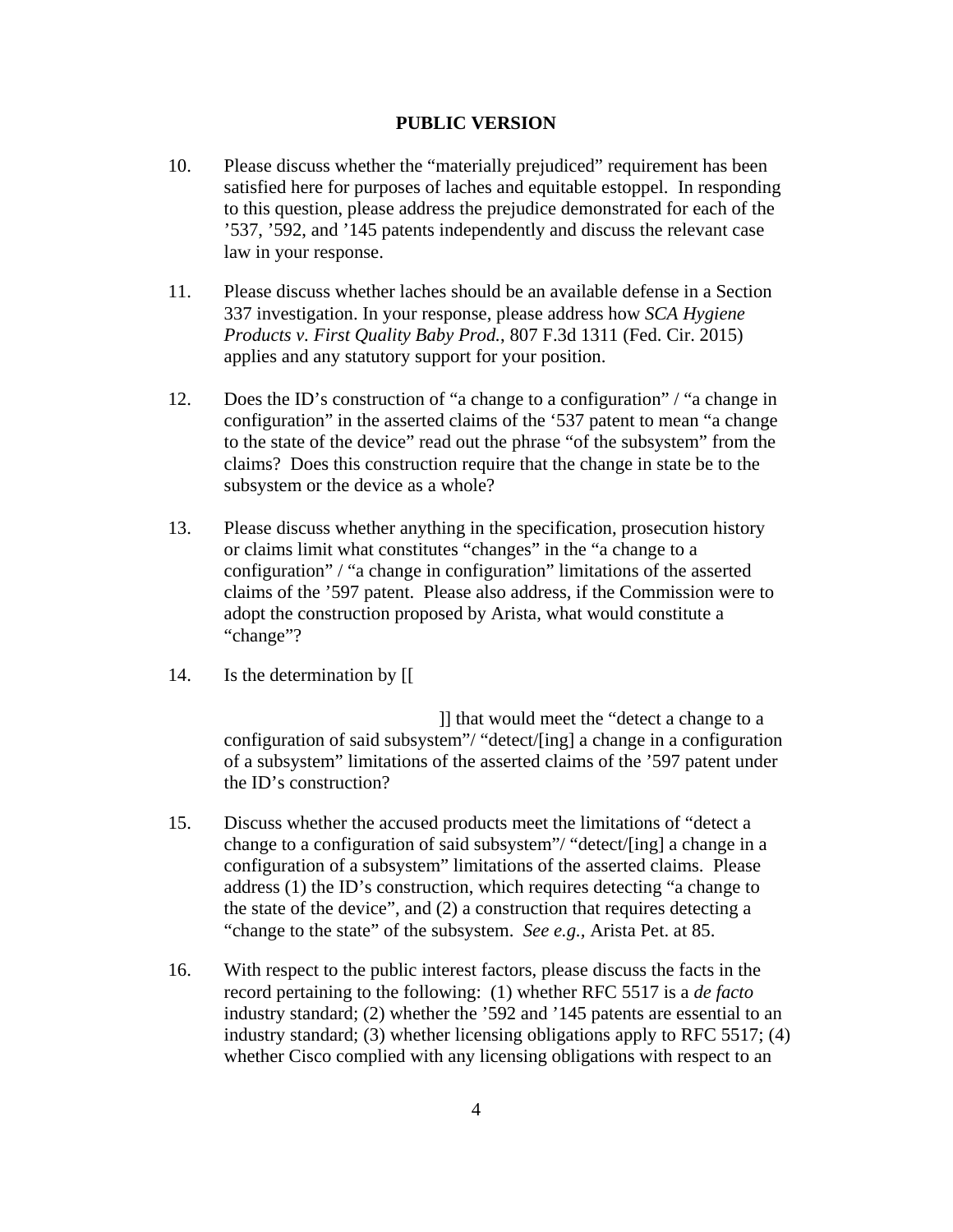**PUBLIC VERSION**

10. Please discuss whether the "materially prejudiced" requirement has been satisfied here for purposes of laches and equitable estoppel. In responding to this question, please address the prejudice demonstrated for each of the '537, '592, and '145 patents independently and discuss the relevant case law in your response.

11. Please discuss whether laches should be an available defense in a Section 337 investigation. In your response, please address how *SCA Hygiene Products v. First Quality Baby Prod.*, 807 F.3d 1311 (Fed. Cir. 2015) applies and any statutory support for your position.

12. Does the ID's construction of "a change to a configuration" / "a change in configuration" in the asserted claims of the '537 patent to mean "a change to the state of the device" read out the phrase "of the subsystem" from the claims? Does this construction require that the change in state be to the subsystem or the device as a whole?

13. Please discuss whether anything in the specification, prosecution history or claims limit what constitutes "changes" in the "a change to a configuration" / "a change in configuration" limitations of the asserted claims of the '597 patent. Please also address, if the Commission were to adopt the construction proposed by Arista, what would constitute a "change"?

14. Is the determination by [[

    ]] that would meet the "detect a change to a configuration of said subsystem"/ "detect/[ing] a change in a configuration of a subsystem" limitations of the asserted claims of the '597 patent under the ID's construction?

15. Discuss whether the accused products meet the limitations of "detect a change to a configuration of said subsystem"/ "detect/[ing] a change in a configuration of a subsystem" limitations of the asserted claims. Please address (1) the ID's construction, which requires detecting "a change to the state of the device", and (2) a construction that requires detecting a "change to the state" of the subsystem. *See e.g.,* Arista Pet. at 85.

16. With respect to the public interest factors, please discuss the facts in the record pertaining to the following: (1) whether RFC 5517 is a *de facto* industry standard; (2) whether the '592 and '145 patents are essential to an industry standard; (3) whether licensing obligations apply to RFC 5517; (4) whether Cisco complied with any licensing obligations with respect to an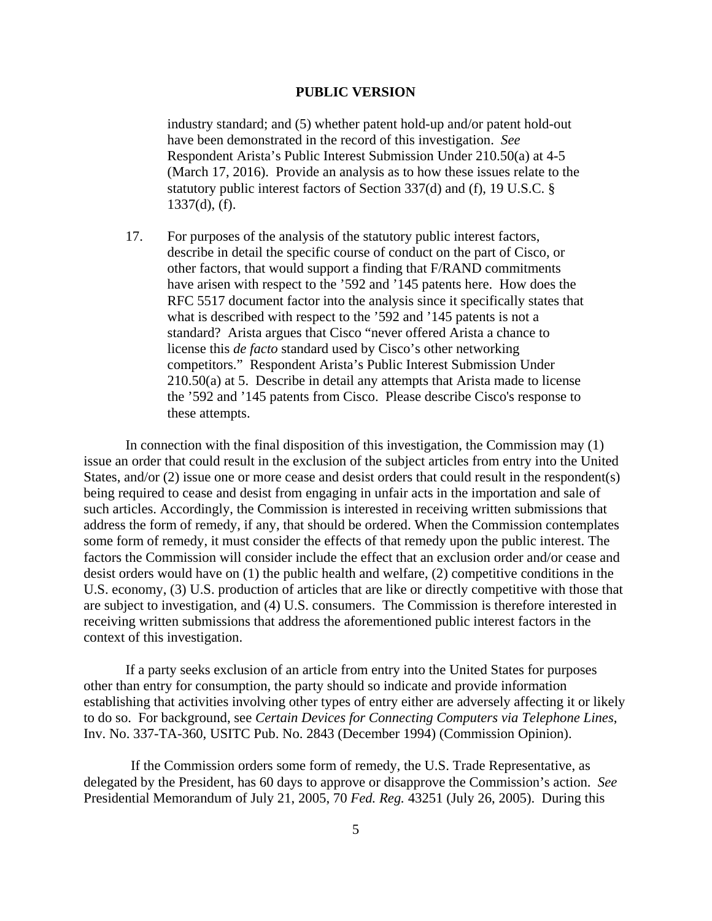industry standard; and (5) whether patent hold-up and/or patent hold-out have been demonstrated in the record of this investigation. *See* Respondent Arista's Public Interest Submission Under 210.50(a) at 4-5 (March 17, 2016). Provide an analysis as to how these issues relate to the statutory public interest factors of Section 337(d) and (f), 19 U.S.C. § 1337(d), (f).

17. For purposes of the analysis of the statutory public interest factors, describe in detail the specific course of conduct on the part of Cisco, or other factors, that would support a finding that F/RAND commitments have arisen with respect to the '592 and '145 patents here. How does the RFC 5517 document factor into the analysis since it specifically states that what is described with respect to the '592 and '145 patents is not a standard? Arista argues that Cisco "never offered Arista a chance to license this *de facto* standard used by Cisco's other networking competitors." Respondent Arista's Public Interest Submission Under 210.50(a) at 5. Describe in detail any attempts that Arista made to license the '592 and '145 patents from Cisco. Please describe Cisco's response to these attempts.

In connection with the final disposition of this investigation, the Commission may (1) issue an order that could result in the exclusion of the subject articles from entry into the United States, and/or (2) issue one or more cease and desist orders that could result in the respondent(s) being required to cease and desist from engaging in unfair acts in the importation and sale of such articles. Accordingly, the Commission is interested in receiving written submissions that address the form of remedy, if any, that should be ordered. When the Commission contemplates some form of remedy, it must consider the effects of that remedy upon the public interest. The factors the Commission will consider include the effect that an exclusion order and/or cease and desist orders would have on (1) the public health and welfare, (2) competitive conditions in the U.S. economy, (3) U.S. production of articles that are like or directly competitive with those that are subject to investigation, and (4) U.S. consumers. The Commission is therefore interested in receiving written submissions that address the aforementioned public interest factors in the context of this investigation.

If a party seeks exclusion of an article from entry into the United States for purposes other than entry for consumption, the party should so indicate and provide information establishing that activities involving other types of entry either are adversely affecting it or likely to do so. For background, see *Certain Devices for Connecting Computers via Telephone Lines*, Inv. No. 337-TA-360, USITC Pub. No. 2843 (December 1994) (Commission Opinion).

If the Commission orders some form of remedy, the U.S. Trade Representative, as delegated by the President, has 60 days to approve or disapprove the Commission's action. *See* Presidential Memorandum of July 21, 2005, 70 *Fed. Reg.* 43251 (July 26, 2005). During this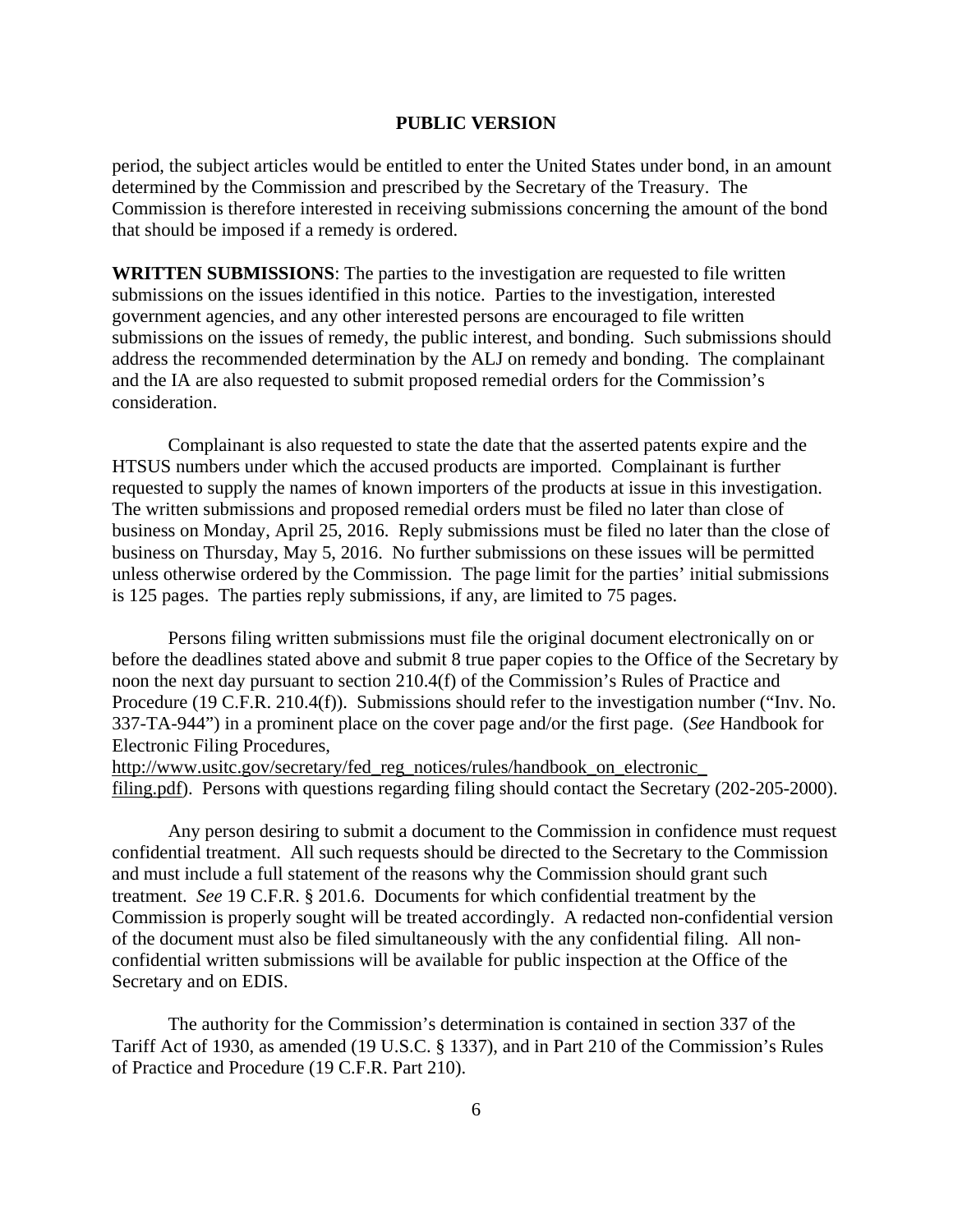**PUBLIC VERSION**

period, the subject articles would be entitled to enter the United States under bond, in an amount determined by the Commission and prescribed by the Secretary of the Treasury. The Commission is therefore interested in receiving submissions concerning the amount of the bond that should be imposed if a remedy is ordered.

**WRITTEN SUBMISSIONS**: The parties to the investigation are requested to file written submissions on the issues identified in this notice. Parties to the investigation, interested government agencies, and any other interested persons are encouraged to file written submissions on the issues of remedy, the public interest, and bonding. Such submissions should address the recommended determination by the ALJ on remedy and bonding. The complainant and the IA are also requested to submit proposed remedial orders for the Commission's consideration.

Complainant is also requested to state the date that the asserted patents expire and the HTSUS numbers under which the accused products are imported. Complainant is further requested to supply the names of known importers of the products at issue in this investigation. The written submissions and proposed remedial orders must be filed no later than close of business on Monday, April 25, 2016. Reply submissions must be filed no later than the close of business on Thursday, May 5, 2016. No further submissions on these issues will be permitted unless otherwise ordered by the Commission. The page limit for the parties' initial submissions is 125 pages. The parties reply submissions, if any, are limited to 75 pages.

Persons filing written submissions must file the original document electronically on or before the deadlines stated above and submit 8 true paper copies to the Office of the Secretary by noon the next day pursuant to section 210.4(f) of the Commission's Rules of Practice and Procedure (19 C.F.R. 210.4(f)). Submissions should refer to the investigation number ("Inv. No. 337-TA-944") in a prominent place on the cover page and/or the first page. (*See* Handbook for Electronic Filing Procedures, http://www.usitc.gov/secretary/fed_reg_notices/rules/handbook_on_electronic_filing.pdf). Persons with questions regarding filing should contact the Secretary (202-205-2000).

Any person desiring to submit a document to the Commission in confidence must request confidential treatment. All such requests should be directed to the Secretary to the Commission and must include a full statement of the reasons why the Commission should grant such treatment. *See* 19 C.F.R. § 201.6. Documents for which confidential treatment by the Commission is properly sought will be treated accordingly. A redacted non-confidential version of the document must also be filed simultaneously with the any confidential filing. All non-confidential written submissions will be available for public inspection at the Office of the Secretary and on EDIS.

The authority for the Commission's determination is contained in section 337 of the Tariff Act of 1930, as amended (19 U.S.C. § 1337), and in Part 210 of the Commission's Rules of Practice and Procedure (19 C.F.R. Part 210).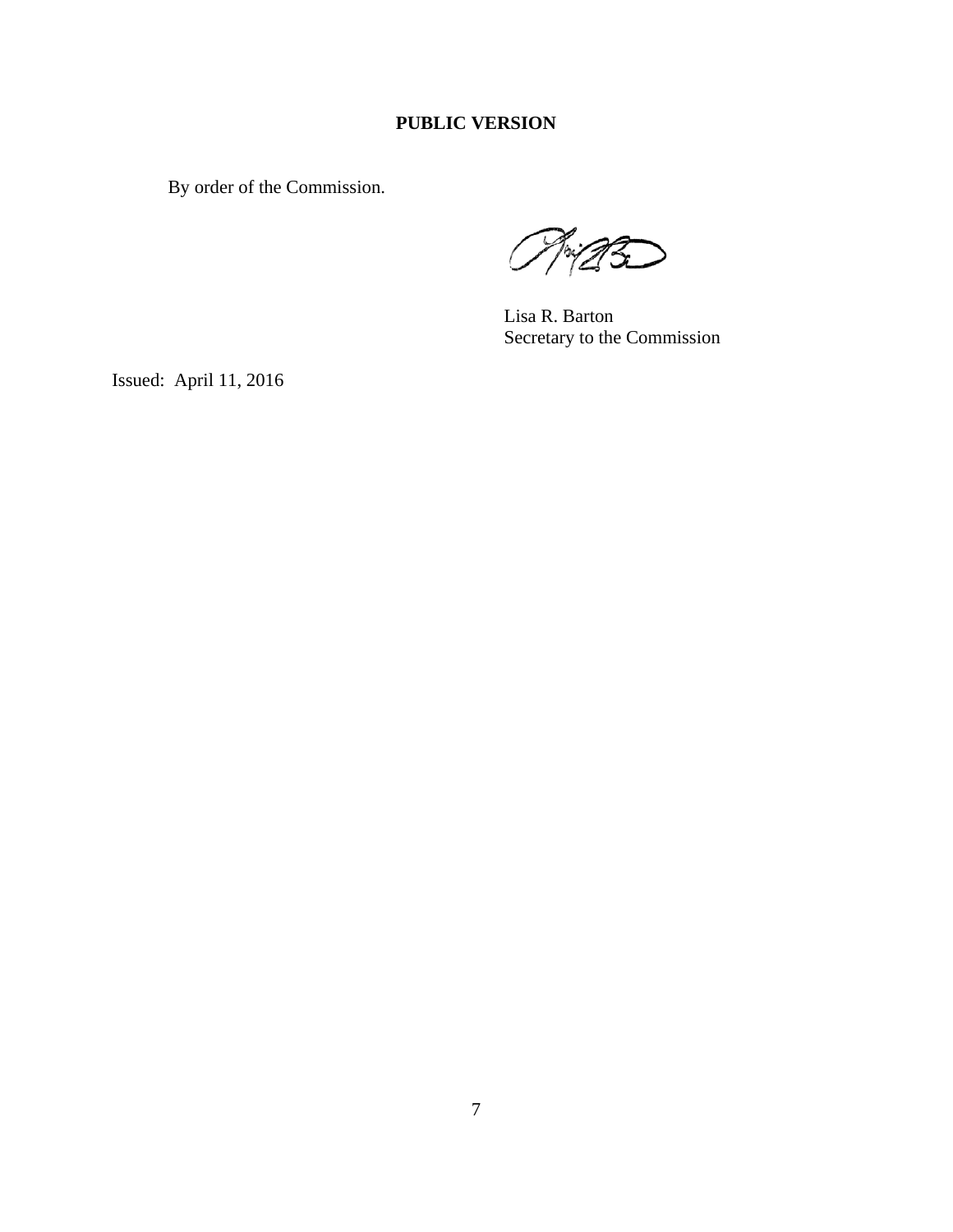**PUBLIC VERSION**

By order of the Commission.

Lisa R. Barton
Secretary to the Commission

Issued: April 11, 2016